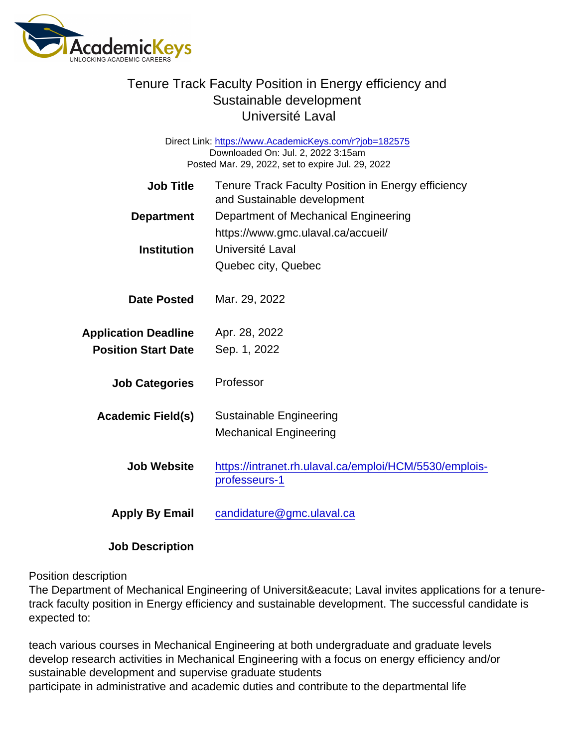# Tenure Track Faculty Position in Energy efficiency and Sustainable development
## Université Laval

Direct Link: https://www.AcademicKeys.com/r?job=182575
Downloaded On: Jul. 2, 2022 3:15am
Posted Mar. 29, 2022, set to expire Jul. 29, 2022

| | |
|---|---|
| **Job Title** | Tenure Track Faculty Position in Energy efficiency and Sustainable development |
| **Department** | Department of Mechanical Engineering<br>https://www.gmc.ulaval.ca/accueil/ |
| **Institution** | Université Laval<br>Quebec city, Quebec |
| **Date Posted** | Mar. 29, 2022 |
| **Application Deadline** | Apr. 28, 2022 |
| **Position Start Date** | Sep. 1, 2022 |
| **Job Categories** | Professor |
| **Academic Field(s)** | Sustainable Engineering<br>Mechanical Engineering |
| **Job Website** | https://intranet.rh.ulaval.ca/emploi/HCM/5530/emplois-professeurs-1 |
| **Apply By Email** | candidature@gmc.ulaval.ca |

**Job Description**

Position description
The Department of Mechanical Engineering of Universit&eacute; Laval invites applications for a tenure-track faculty position in Energy efficiency and sustainable development. The successful candidate is expected to:

teach various courses in Mechanical Engineering at both undergraduate and graduate levels
develop research activities in Mechanical Engineering with a focus on energy efficiency and/or sustainable development and supervise graduate students
participate in administrative and academic duties and contribute to the departmental life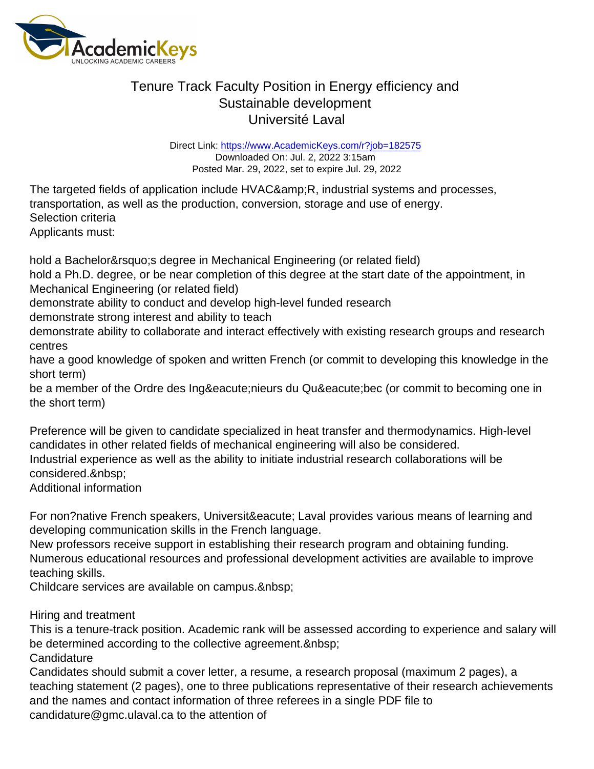# Tenure Track Faculty Position in Energy efficiency and Sustainable development
## Université Laval

Direct Link: https://www.AcademicKeys.com/r?job=182575
Downloaded On: Jul. 2, 2022 3:15am
Posted Mar. 29, 2022, set to expire Jul. 29, 2022

The targeted fields of application include HVAC&amp;R, industrial systems and processes, transportation, as well as the production, conversion, storage and use of energy.

Selection criteria

Applicants must:

hold a Bachelor&rsquo;s degree in Mechanical Engineering (or related field)
hold a Ph.D. degree, or be near completion of this degree at the start date of the appointment, in Mechanical Engineering (or related field)
demonstrate ability to conduct and develop high-level funded research
demonstrate strong interest and ability to teach
demonstrate ability to collaborate and interact effectively with existing research groups and research centres
have a good knowledge of spoken and written French (or commit to developing this knowledge in the short term)
be a member of the Ordre des Ing&eacute;nieurs du Qu&eacute;bec (or commit to becoming one in the short term)

Preference will be given to candidate specialized in heat transfer and thermodynamics. High-level candidates in other related fields of mechanical engineering will also be considered.
Industrial experience as well as the ability to initiate industrial research collaborations will be considered.&nbsp;

Additional information

For non?native French speakers, Universit&eacute; Laval provides various means of learning and developing communication skills in the French language.
New professors receive support in establishing their research program and obtaining funding.
Numerous educational resources and professional development activities are available to improve teaching skills.
Childcare services are available on campus.&nbsp;

Hiring and treatment

This is a tenure-track position. Academic rank will be assessed according to experience and salary will be determined according to the collective agreement.&nbsp;

Candidature

Candidates should submit a cover letter, a resume, a research proposal (maximum 2 pages), a teaching statement (2 pages), one to three publications representative of their research achievements and the names and contact information of three referees in a single PDF file to candidature@gmc.ulaval.ca to the attention of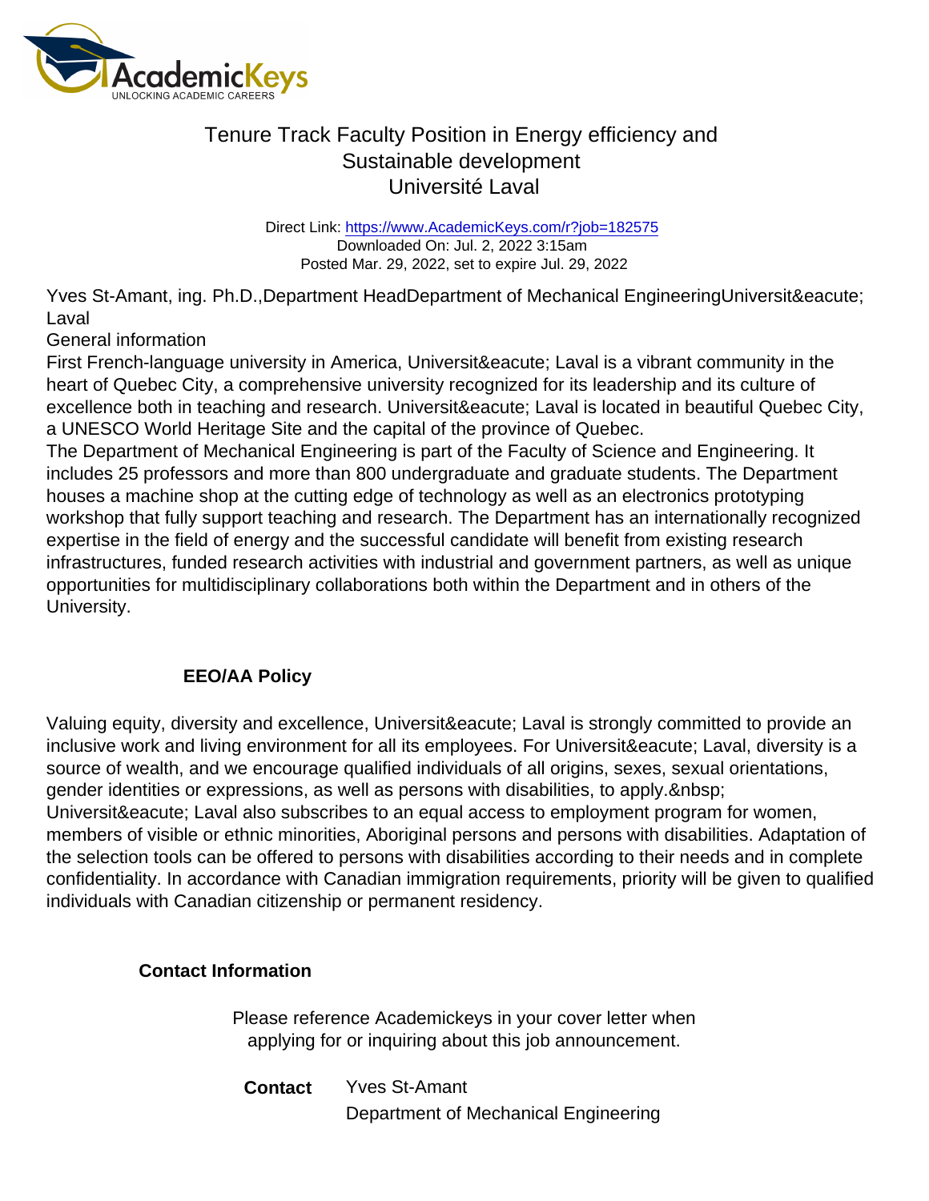# Tenure Track Faculty Position in Energy efficiency and Sustainable development
## Université Laval

Direct Link: https://www.AcademicKeys.com/r?job=182575
Downloaded On: Jul. 2, 2022 3:15am
Posted Mar. 29, 2022, set to expire Jul. 29, 2022

Yves St-Amant, ing. Ph.D.,Department HeadDepartment of Mechanical EngineeringUniversit&eacute; Laval

General information

First French-language university in America, Universit&eacute; Laval is a vibrant community in the heart of Quebec City, a comprehensive university recognized for its leadership and its culture of excellence both in teaching and research. Universit&eacute; Laval is located in beautiful Quebec City, a UNESCO World Heritage Site and the capital of the province of Quebec.

The Department of Mechanical Engineering is part of the Faculty of Science and Engineering. It includes 25 professors and more than 800 undergraduate and graduate students. The Department houses a machine shop at the cutting edge of technology as well as an electronics prototyping workshop that fully support teaching and research. The Department has an internationally recognized expertise in the field of energy and the successful candidate will benefit from existing research infrastructures, funded research activities with industrial and government partners, as well as unique opportunities for multidisciplinary collaborations both within the Department and in others of the University.

### EEO/AA Policy

Valuing equity, diversity and excellence, Universit&eacute; Laval is strongly committed to provide an inclusive work and living environment for all its employees. For Universit&eacute; Laval, diversity is a source of wealth, and we encourage qualified individuals of all origins, sexes, sexual orientations, gender identities or expressions, as well as persons with disabilities, to apply.&nbsp; Universit&eacute; Laval also subscribes to an equal access to employment program for women, members of visible or ethnic minorities, Aboriginal persons and persons with disabilities. Adaptation of the selection tools can be offered to persons with disabilities according to their needs and in complete confidentiality. In accordance with Canadian immigration requirements, priority will be given to qualified individuals with Canadian citizenship or permanent residency.

### Contact Information

Please reference Academickeys in your cover letter when applying for or inquiring about this job announcement.

**Contact** Yves St-Amant
Department of Mechanical Engineering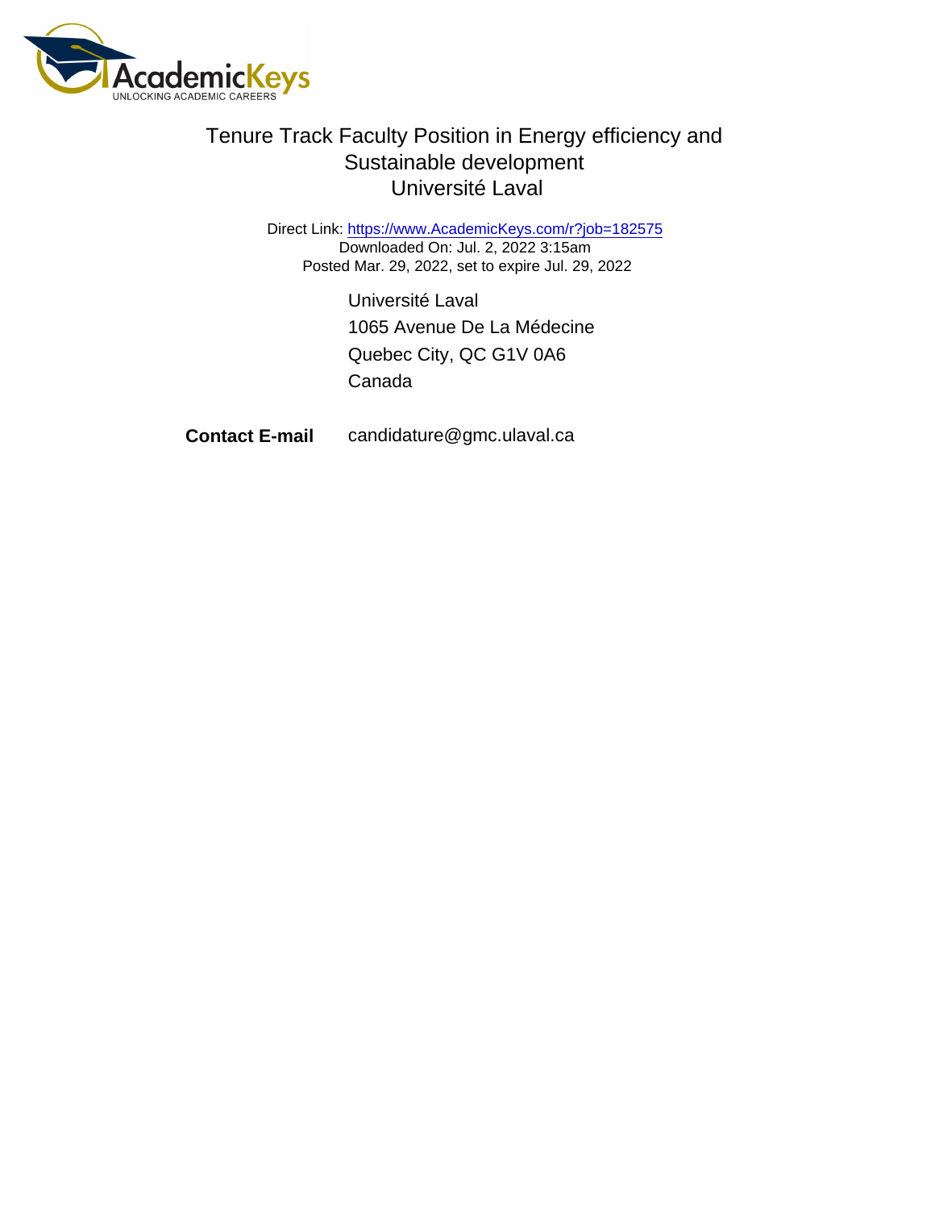# Tenure Track Faculty Position in Energy efficiency and Sustainable development
## Université Laval

Direct Link: https://www.AcademicKeys.com/r?job=182575
Downloaded On: Jul. 2, 2022 3:15am
Posted Mar. 29, 2022, set to expire Jul. 29, 2022

Université Laval
1065 Avenue De La Médecine
Quebec City, QC G1V 0A6
Canada

**Contact E-mail** candidature@gmc.ulaval.ca